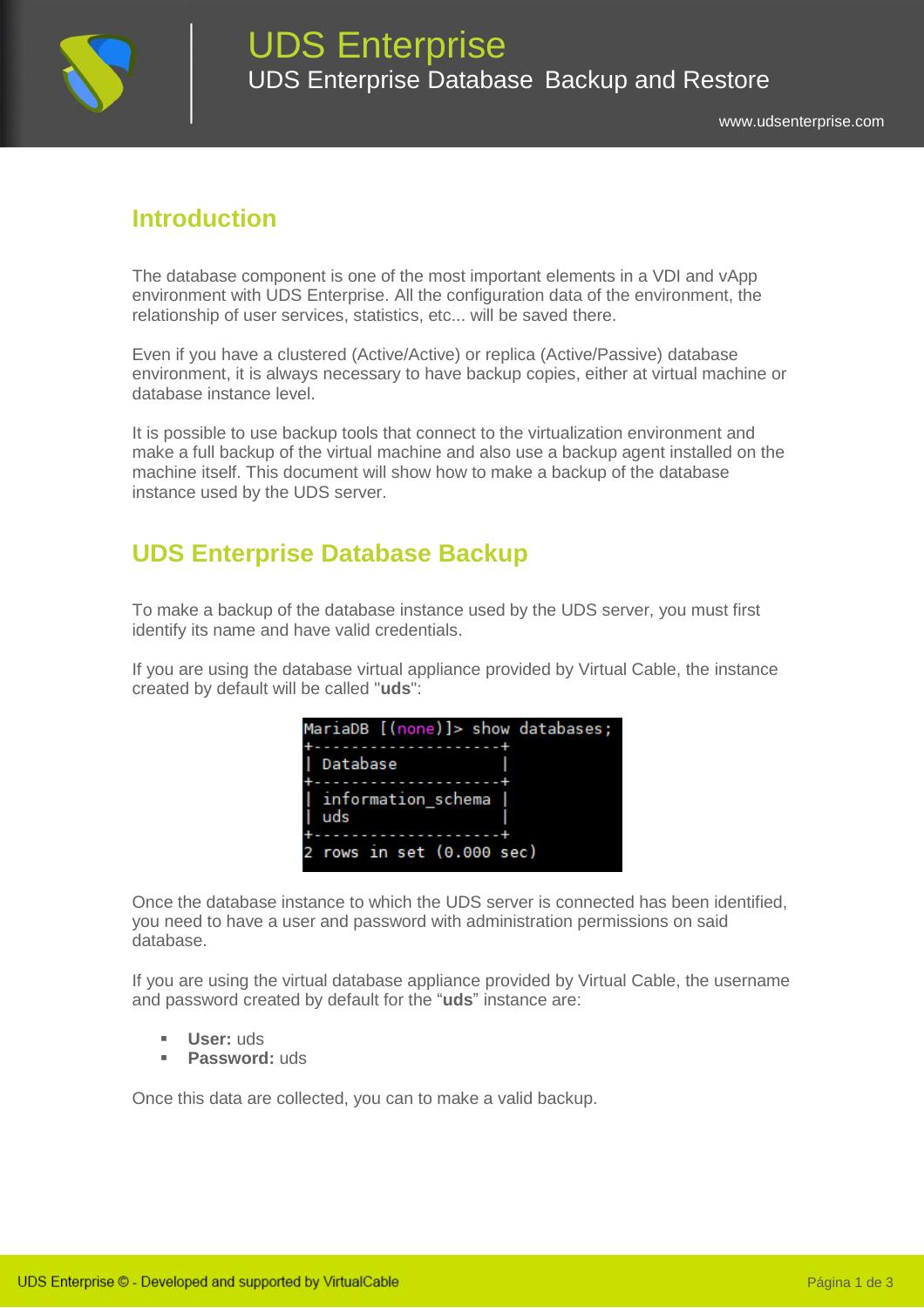# UDS Enterprise

## UDS Enterprise Database Backup and Restore

www.udsenterprise.com

## Introduction

The database component is one of the most important elements in a VDI and vApp environment with UDS Enterprise. All the configuration data of the environment, the relationship of user services, statistics, etc... will be saved there.

Even if you have a clustered (Active/Active) or replica (Active/Passive) database environment, it is always necessary to have backup copies, either at virtual machine or database instance level.

It is possible to use backup tools that connect to the virtualization environment and make a full backup of the virtual machine and also use a backup agent installed on the machine itself. This document will show how to make a backup of the database instance used by the UDS server.

## UDS Enterprise Database Backup

To make a backup of the database instance used by the UDS server, you must first identify its name and have valid credentials.

If you are using the database virtual appliance provided by Virtual Cable, the instance created by default will be called "**uds**":

```
MariaDB [(none)]> show databases;
+--------------------+
| Database           |
+--------------------+
| information_schema |
| uds                |
+--------------------+
2 rows in set (0.000 sec)
```

Once the database instance to which the UDS server is connected has been identified, you need to have a user and password with administration permissions on said database.

If you are using the virtual database appliance provided by Virtual Cable, the username and password created by default for the "**uds**" instance are:

- **User:** uds
- **Password:** uds

Once this data are collected, you can to make a valid backup.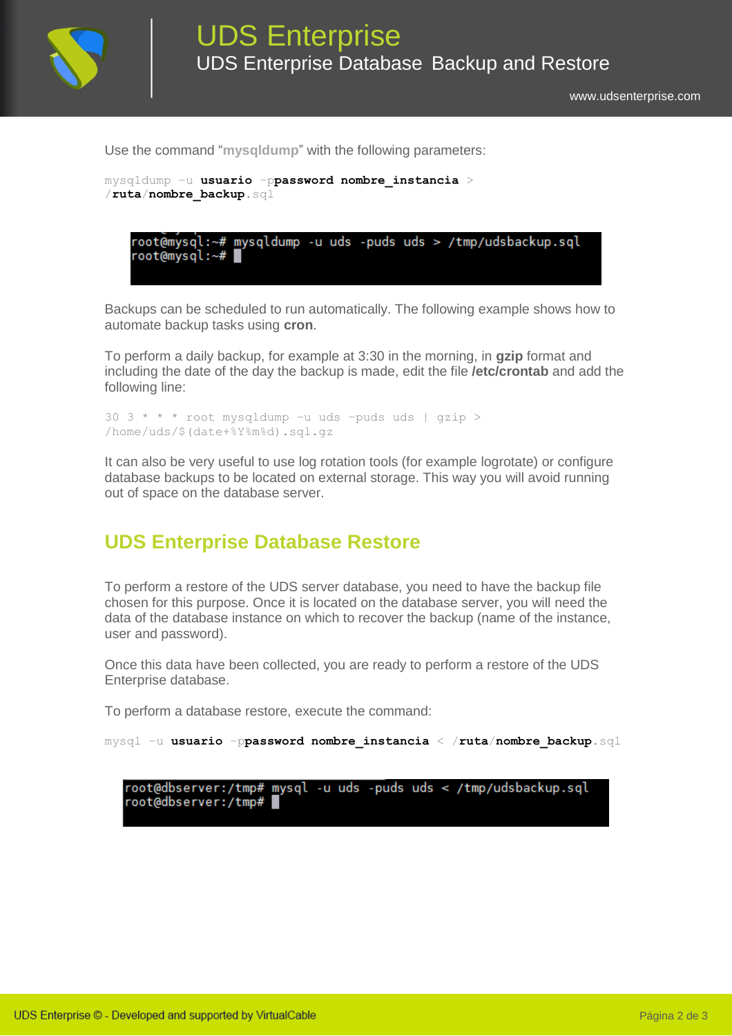Use the command "**mysqldump**" with the following parameters:

```
mysqldump -u usuario -ppassword nombre_instancia > /ruta/nombre_backup.sql
```

```
root@mysql:~# mysqldump -u uds -puds uds > /tmp/udsbackup.sql
root@mysql:~#
```

Backups can be scheduled to run automatically. The following example shows how to automate backup tasks using **cron**.

To perform a daily backup, for example at 3:30 in the morning, in **gzip** format and including the date of the day the backup is made, edit the file **/etc/crontab** and add the following line:

```
30 3 * * * root mysqldump -u uds -puds uds | gzip > /home/uds/$(date+%Y%m%d).sql.gz
```

It can also be very useful to use log rotation tools (for example logrotate) or configure database backups to be located on external storage. This way you will avoid running out of space on the database server.

## UDS Enterprise Database Restore

To perform a restore of the UDS server database, you need to have the backup file chosen for this purpose. Once it is located on the database server, you will need the data of the database instance on which to recover the backup (name of the instance, user and password).

Once this data have been collected, you are ready to perform a restore of the UDS Enterprise database.

To perform a database restore, execute the command:

```
mysql -u usuario -ppassword nombre_instancia < /ruta/nombre_backup.sql
```

```
root@dbserver:/tmp# mysql -u uds -puds uds < /tmp/udsbackup.sql
root@dbserver:/tmp#
```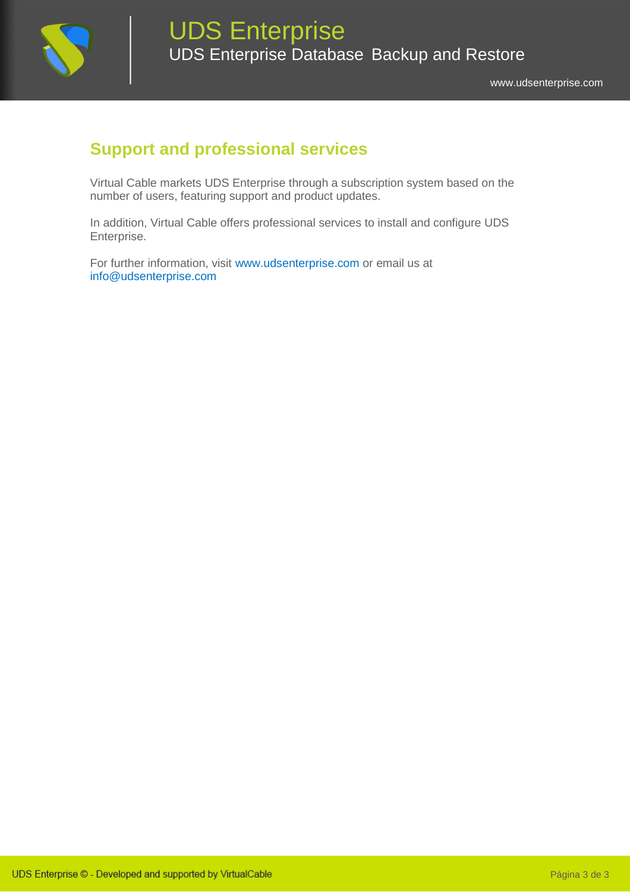## Support and professional services

Virtual Cable markets UDS Enterprise through a subscription system based on the number of users, featuring support and product updates.

In addition, Virtual Cable offers professional services to install and configure UDS Enterprise.

For further information, visit www.udsenterprise.com or email us at info@udsenterprise.com